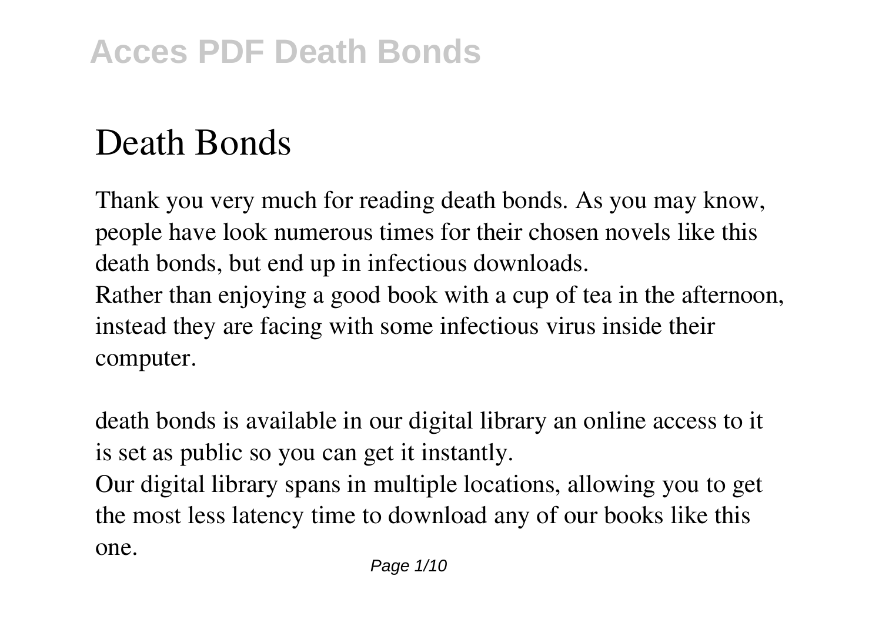# Death Bonds

Thank you very much for reading death bonds. As you may know, people have look numerous times for their chosen novels like this death bonds, but end up in infectious downloads.
Rather than enjoying a good book with a cup of tea in the afternoon, instead they are facing with some infectious virus inside their computer.

death bonds is available in our digital library an online access to it is set as public so you can get it instantly.
Our digital library spans in multiple locations, allowing you to get the most less latency time to download any of our books like this one.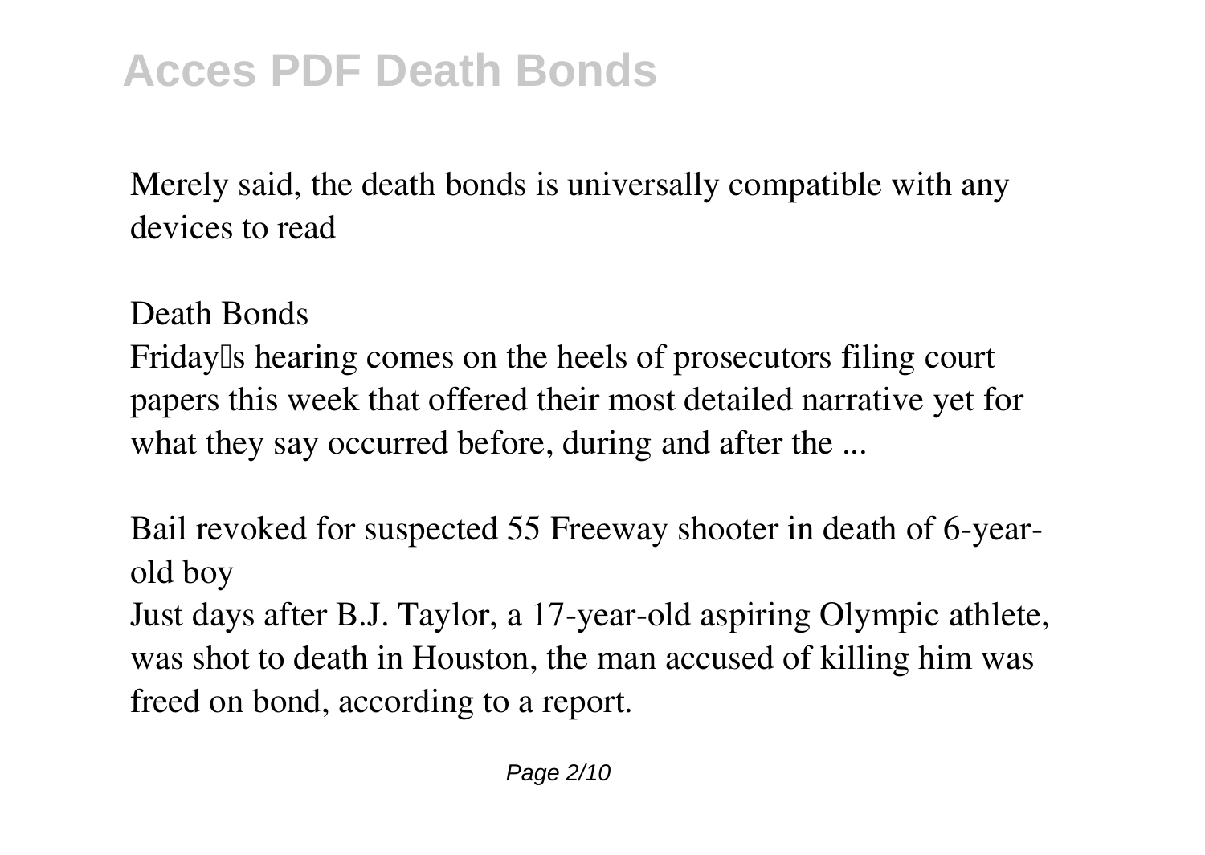Merely said, the death bonds is universally compatible with any devices to read

**Death Bonds**

Friday's hearing comes on the heels of prosecutors filing court papers this week that offered their most detailed narrative yet for what they say occurred before, during and after the ...

**Bail revoked for suspected 55 Freeway shooter in death of 6-year-old boy**

Just days after B.J. Taylor, a 17-year-old aspiring Olympic athlete, was shot to death in Houston, the man accused of killing him was freed on bond, according to a report.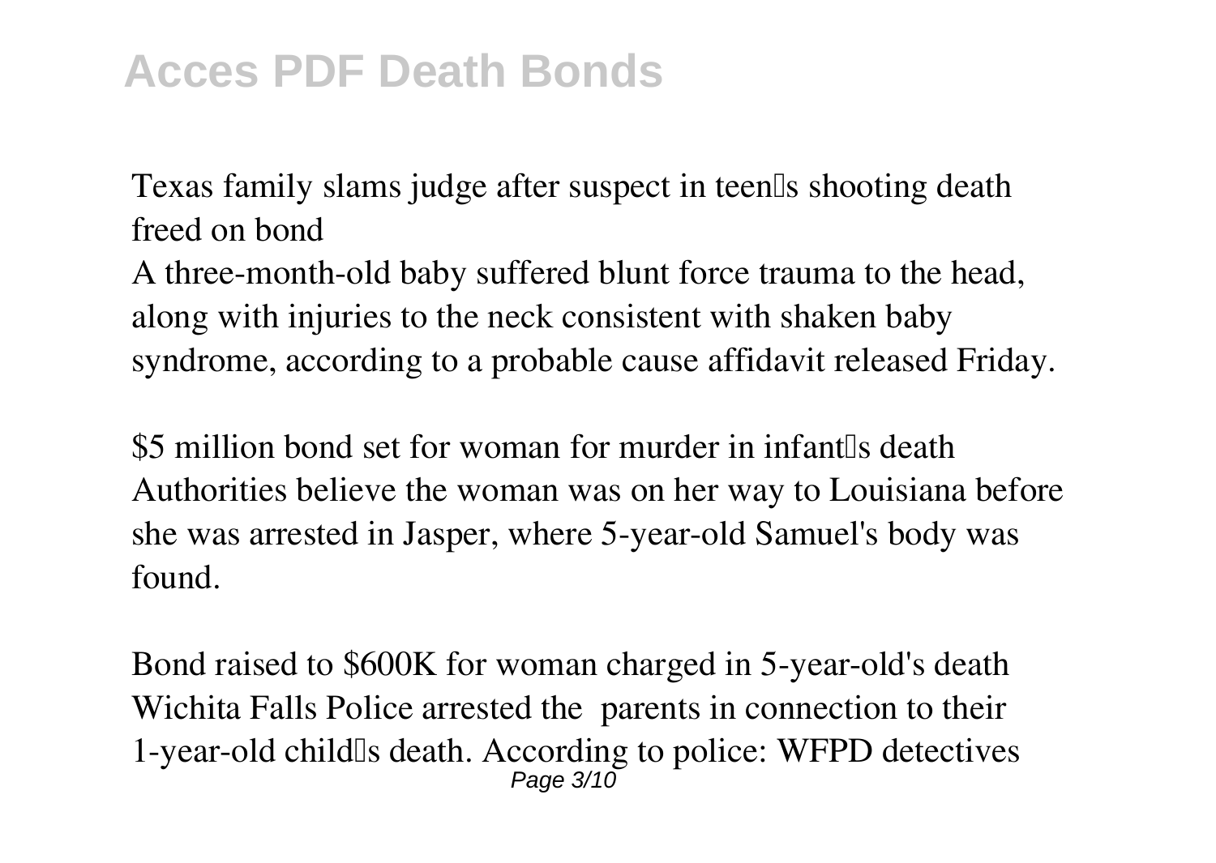Texas family slams judge after suspect in teen's shooting death freed on bond
A three-month-old baby suffered blunt force trauma to the head, along with injuries to the neck consistent with shaken baby syndrome, according to a probable cause affidavit released Friday.

$5 million bond set for woman for murder in infant's death
Authorities believe the woman was on her way to Louisiana before she was arrested in Jasper, where 5-year-old Samuel's body was found.

Bond raised to $600K for woman charged in 5-year-old's death
Wichita Falls Police arrested the parents in connection to their 1-year-old child's death. According to police: WFPD detectives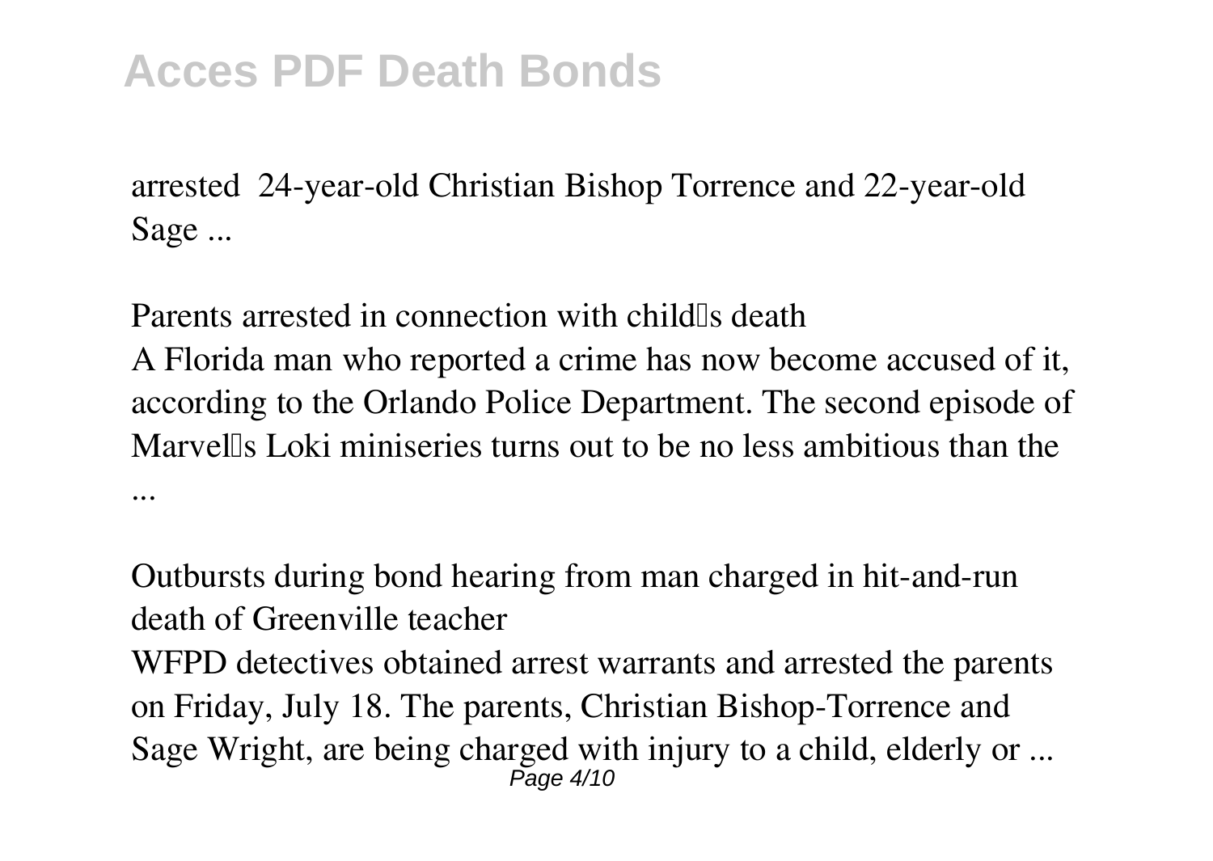arrested 24-year-old Christian Bishop Torrence and 22-year-old Sage ...

*Parents arrested in connection with child's death*

A Florida man who reported a crime has now become accused of it, according to the Orlando Police Department. The second episode of Marvel's Loki miniseries turns out to be no less ambitious than the ...

*Outbursts during bond hearing from man charged in hit-and-run death of Greenville teacher*

WFPD detectives obtained arrest warrants and arrested the parents on Friday, July 18. The parents, Christian Bishop-Torrence and Sage Wright, are being charged with injury to a child, elderly or ...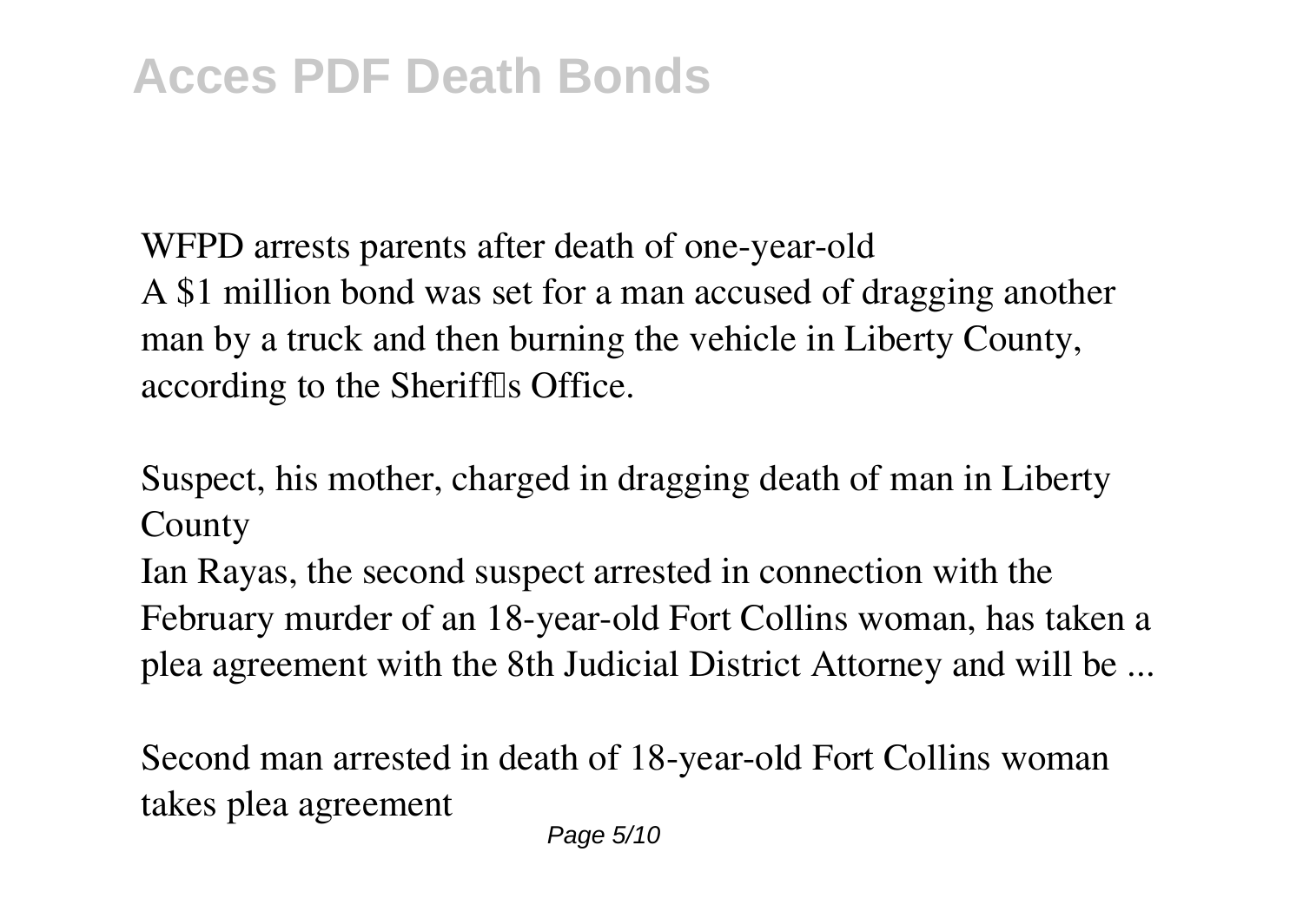WFPD arrests parents after death of one-year-old

A $1 million bond was set for a man accused of dragging another man by a truck and then burning the vehicle in Liberty County, according to the Sheriff's Office.

Suspect, his mother, charged in dragging death of man in Liberty County

Ian Rayas, the second suspect arrested in connection with the February murder of an 18-year-old Fort Collins woman, has taken a plea agreement with the 8th Judicial District Attorney and will be ...

Second man arrested in death of 18-year-old Fort Collins woman takes plea agreement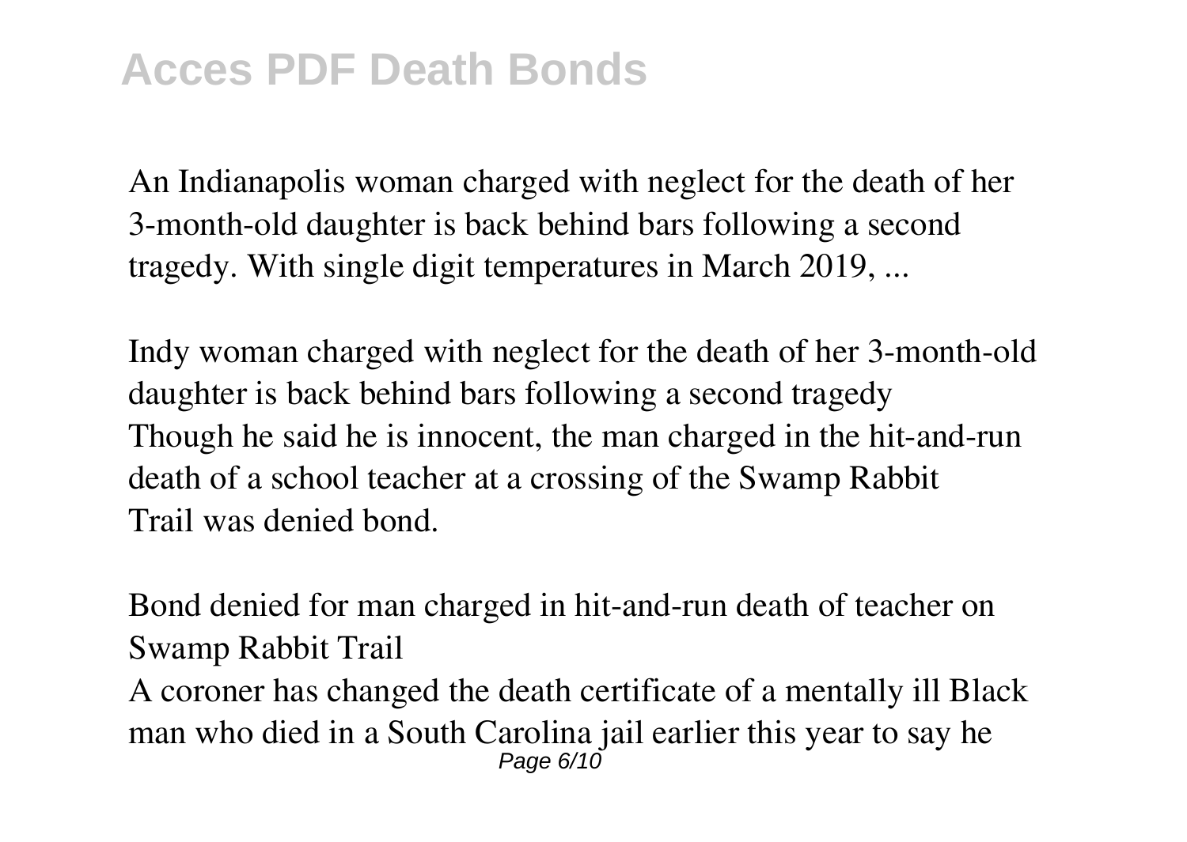An Indianapolis woman charged with neglect for the death of her 3-month-old daughter is back behind bars following a second tragedy. With single digit temperatures in March 2019, ...

*Indy woman charged with neglect for the death of her 3-month-old daughter is back behind bars following a second tragedy*

Though he said he is innocent, the man charged in the hit-and-run death of a school teacher at a crossing of the Swamp Rabbit Trail was denied bond.

*Bond denied for man charged in hit-and-run death of teacher on Swamp Rabbit Trail*

A coroner has changed the death certificate of a mentally ill Black man who died in a South Carolina jail earlier this year to say he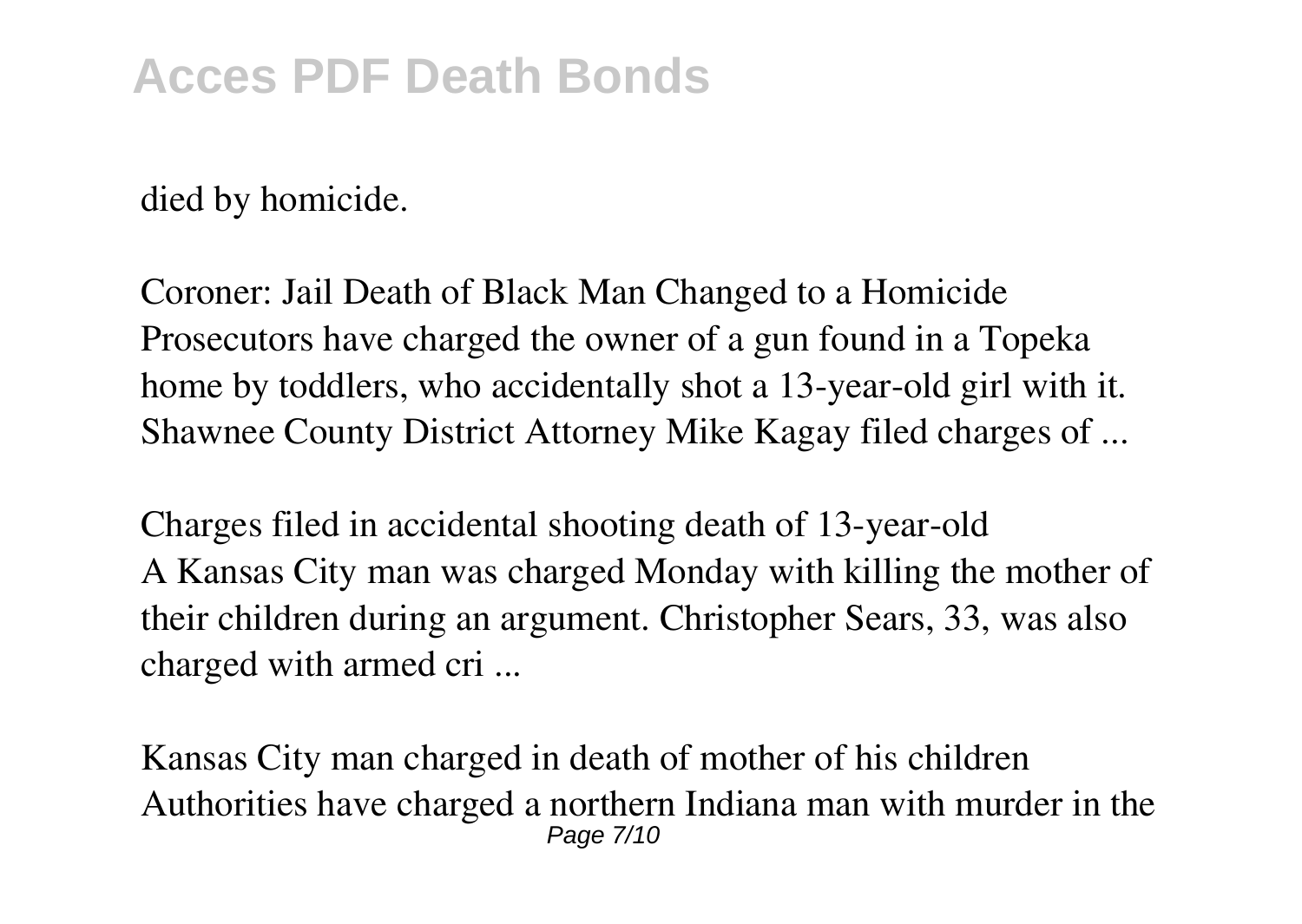died by homicide.

Coroner: Jail Death of Black Man Changed to a Homicide
Prosecutors have charged the owner of a gun found in a Topeka home by toddlers, who accidentally shot a 13-year-old girl with it. Shawnee County District Attorney Mike Kagay filed charges of ...

Charges filed in accidental shooting death of 13-year-old
A Kansas City man was charged Monday with killing the mother of their children during an argument. Christopher Sears, 33, was also charged with armed cri ...

Kansas City man charged in death of mother of his children
Authorities have charged a northern Indiana man with murder in the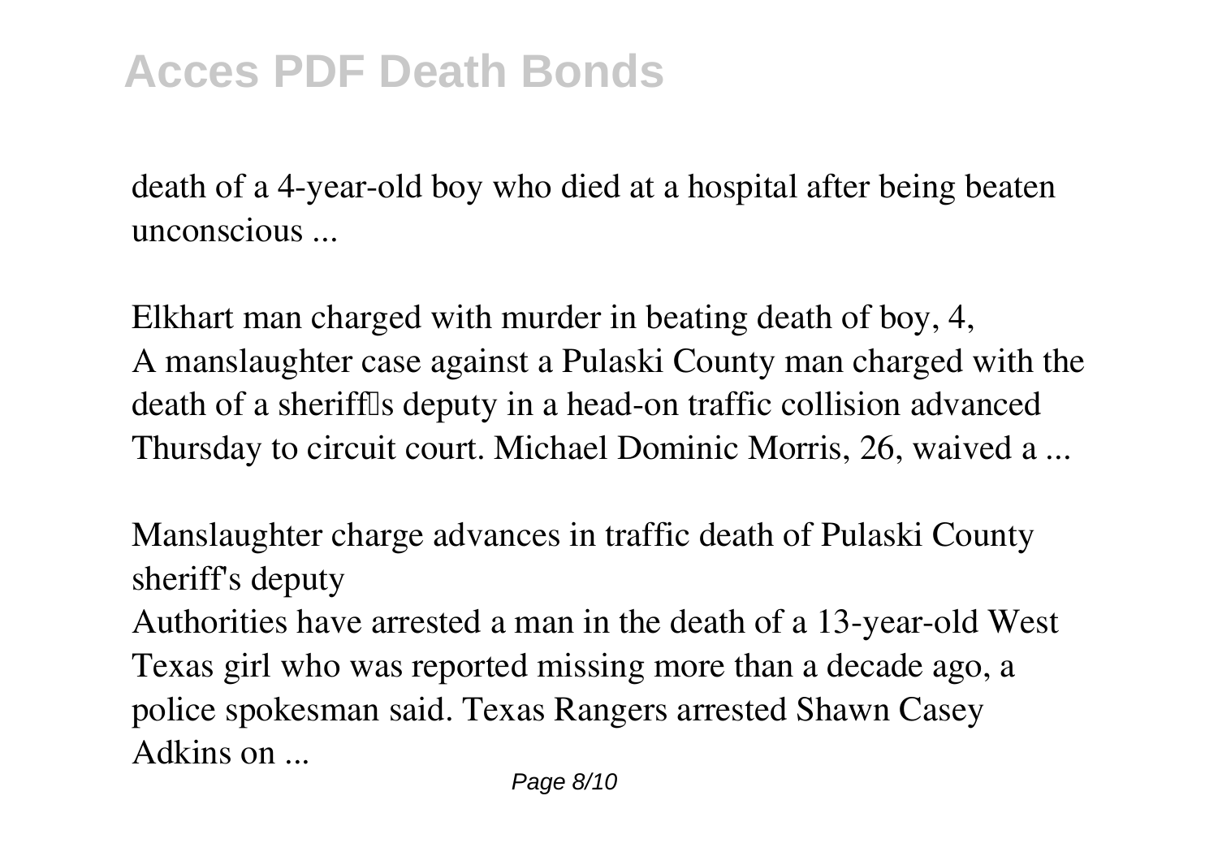death of a 4-year-old boy who died at a hospital after being beaten unconscious ...

*Elkhart man charged with murder in beating death of boy, 4,*

A manslaughter case against a Pulaski County man charged with the death of a sheriff's deputy in a head-on traffic collision advanced Thursday to circuit court. Michael Dominic Morris, 26, waived a ...

*Manslaughter charge advances in traffic death of Pulaski County sheriff's deputy*

Authorities have arrested a man in the death of a 13-year-old West Texas girl who was reported missing more than a decade ago, a police spokesman said. Texas Rangers arrested Shawn Casey Adkins on ...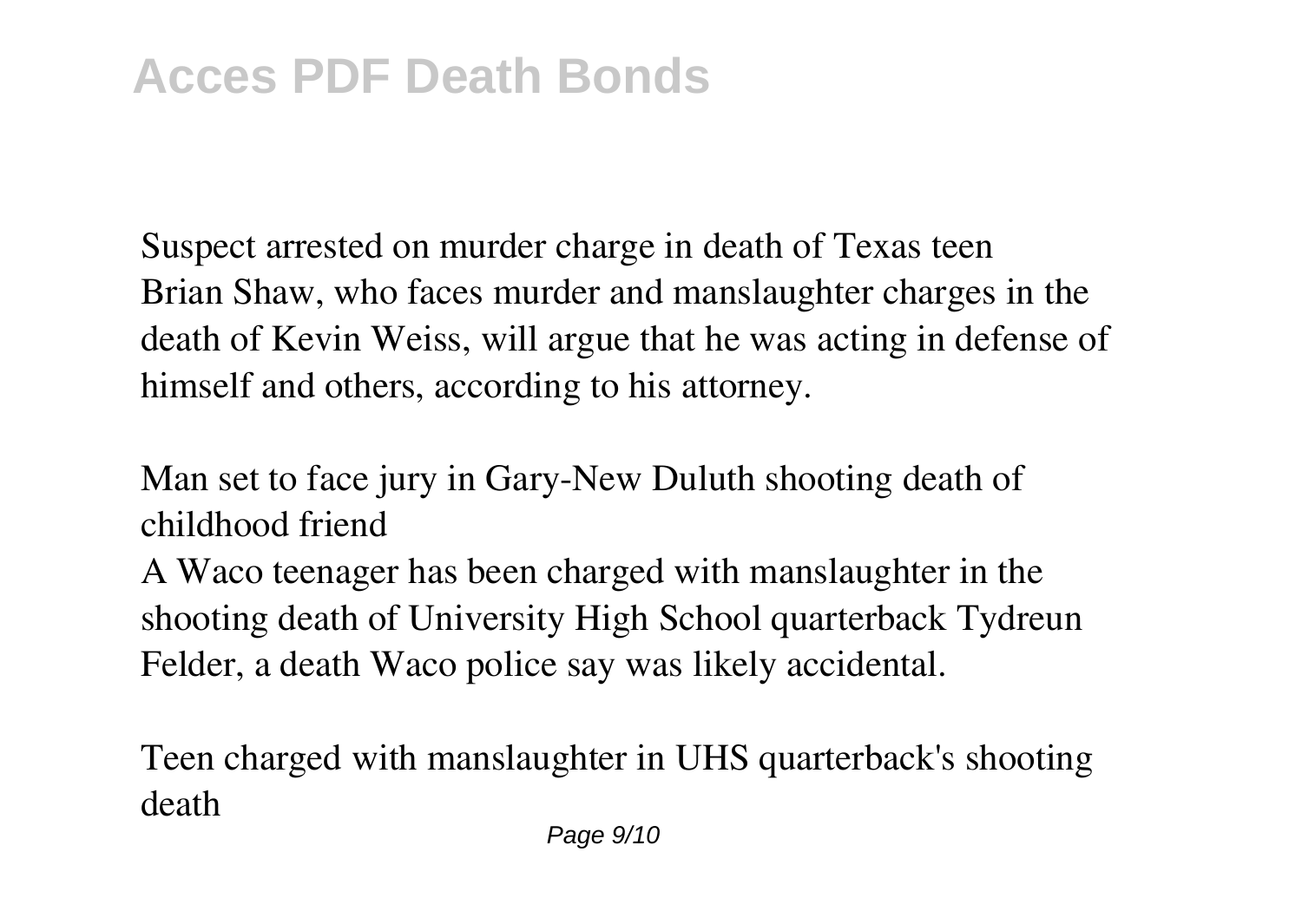Suspect arrested on murder charge in death of Texas teen
Brian Shaw, who faces murder and manslaughter charges in the death of Kevin Weiss, will argue that he was acting in defense of himself and others, according to his attorney.

Man set to face jury in Gary-New Duluth shooting death of childhood friend
A Waco teenager has been charged with manslaughter in the shooting death of University High School quarterback Tydreun Felder, a death Waco police say was likely accidental.

Teen charged with manslaughter in UHS quarterback's shooting death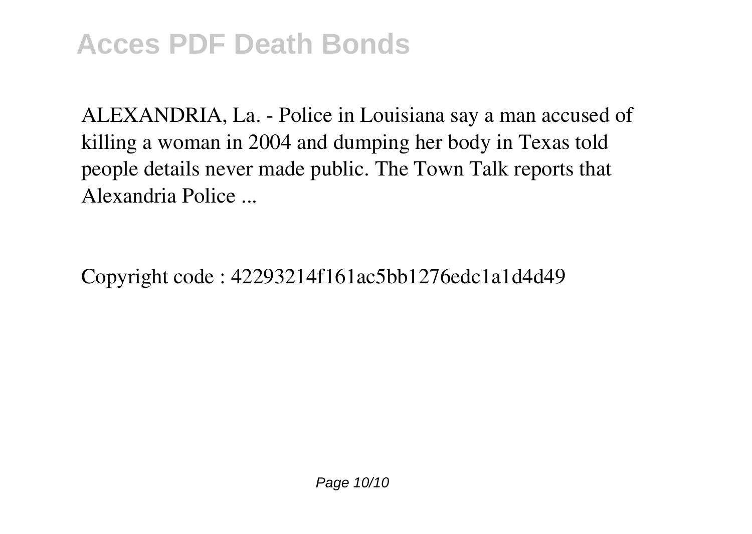ALEXANDRIA, La. - Police in Louisiana say a man accused of killing a woman in 2004 and dumping her body in Texas told people details never made public. The Town Talk reports that Alexandria Police ...

Copyright code : 42293214f161ac5bb1276edc1a1d4d49